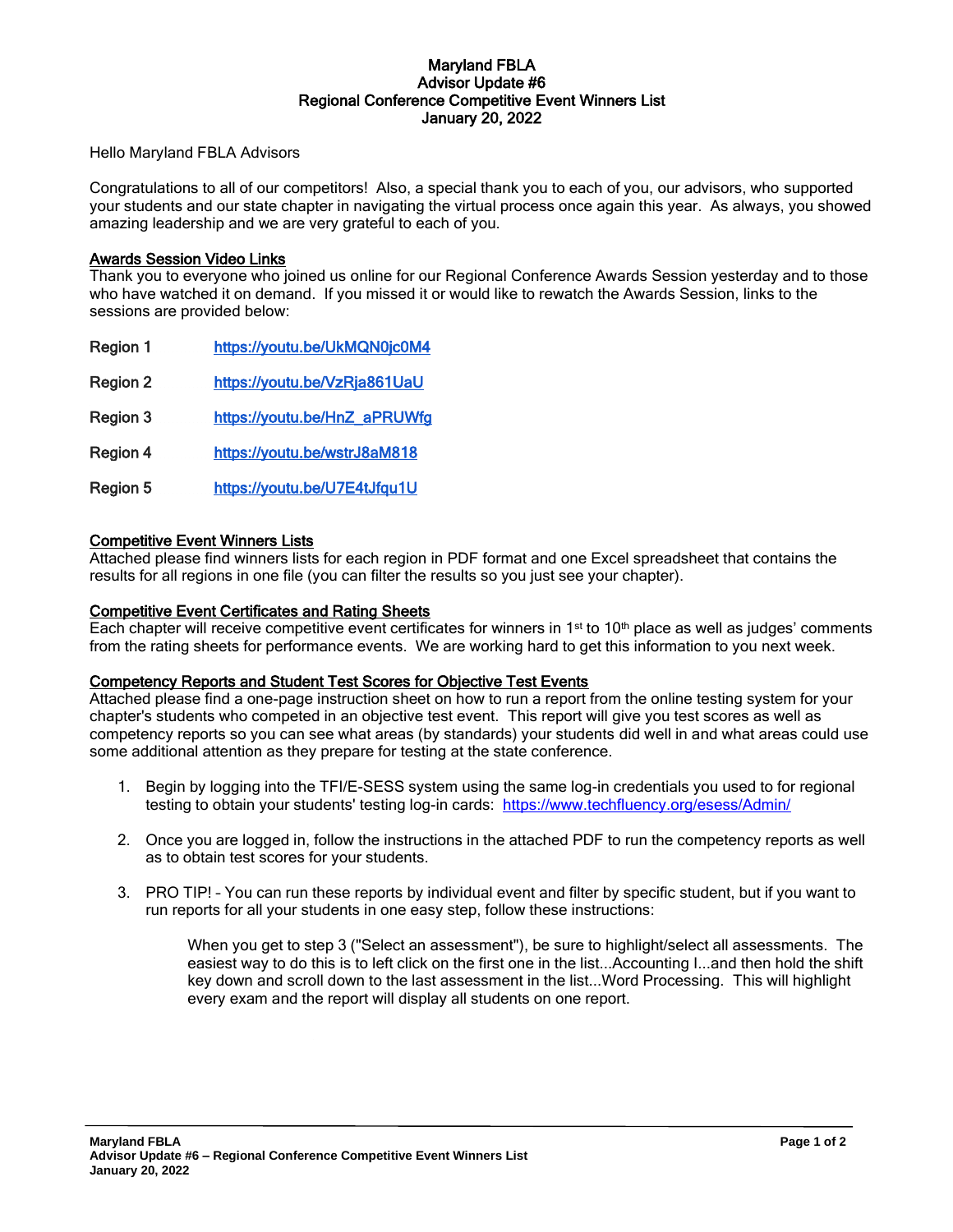# Maryland FBLA
## Advisor Update #6
## Regional Conference Competitive Event Winners List
## January 20, 2022

Hello Maryland FBLA Advisors

Congratulations to all of our competitors! Also, a special thank you to each of you, our advisors, who supported your students and our state chapter in navigating the virtual process once again this year. As always, you showed amazing leadership and we are very grateful to each of you.

### Awards Session Video Links

Thank you to everyone who joined us online for our Regional Conference Awards Session yesterday and to those who have watched it on demand. If you missed it or would like to rewatch the Awards Session, links to the sessions are provided below:

| | |
|---|---|
| Region 1 | https://youtu.be/UkMQN0jc0M4 |
| Region 2 | https://youtu.be/VzRja861UaU |
| Region 3 | https://youtu.be/HnZ_aPRUWfg |
| Region 4 | https://youtu.be/wstrJ8aM818 |
| Region 5 | https://youtu.be/U7E4tJfqu1U |

### Competitive Event Winners Lists

Attached please find winners lists for each region in PDF format and one Excel spreadsheet that contains the results for all regions in one file (you can filter the results so you just see your chapter).

### Competitive Event Certificates and Rating Sheets

Each chapter will receive competitive event certificates for winners in 1st to 10th place as well as judges' comments from the rating sheets for performance events. We are working hard to get this information to you next week.

### Competency Reports and Student Test Scores for Objective Test Events

Attached please find a one-page instruction sheet on how to run a report from the online testing system for your chapter's students who competed in an objective test event. This report will give you test scores as well as competency reports so you can see what areas (by standards) your students did well in and what areas could use some additional attention as they prepare for testing at the state conference.

1. Begin by logging into the TFI/E-SESS system using the same log-in credentials you used to for regional testing to obtain your students' testing log-in cards: https://www.techfluency.org/esess/Admin/
2. Once you are logged in, follow the instructions in the attached PDF to run the competency reports as well as to obtain test scores for your students.
3. PRO TIP! – You can run these reports by individual event and filter by specific student, but if you want to run reports for all your students in one easy step, follow these instructions:

   When you get to step 3 ("Select an assessment"), be sure to highlight/select all assessments. The easiest way to do this is to left click on the first one in the list...Accounting I...and then hold the shift key down and scroll down to the last assessment in the list...Word Processing. This will highlight every exam and the report will display all students on one report.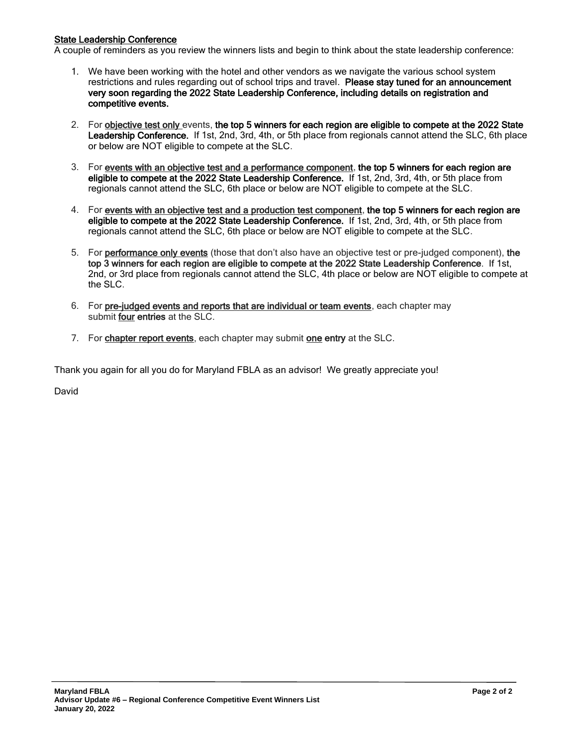## State Leadership Conference

A couple of reminders as you review the winners lists and begin to think about the state leadership conference:

1. We have been working with the hotel and other vendors as we navigate the various school system restrictions and rules regarding out of school trips and travel. **Please stay tuned for an announcement very soon regarding the 2022 State Leadership Conference, including details on registration and competitive events.**

2. For **objective test only** events, **the top 5 winners for each region are eligible to compete at the 2022 State Leadership Conference.** If 1st, 2nd, 3rd, 4th, or 5th place from regionals cannot attend the SLC, 6th place or below are NOT eligible to compete at the SLC.

3. For **events with an objective test and a performance component**, **the top 5 winners for each region are eligible to compete at the 2022 State Leadership Conference.** If 1st, 2nd, 3rd, 4th, or 5th place from regionals cannot attend the SLC, 6th place or below are NOT eligible to compete at the SLC.

4. For **events with an objective test and a production test component**, **the top 5 winners for each region are eligible to compete at the 2022 State Leadership Conference.** If 1st, 2nd, 3rd, 4th, or 5th place from regionals cannot attend the SLC, 6th place or below are NOT eligible to compete at the SLC.

5. For **performance only events** (those that don't also have an objective test or pre-judged component), **the top 3 winners for each region are eligible to compete at the 2022 State Leadership Conference**. If 1st, 2nd, or 3rd place from regionals cannot attend the SLC, 4th place or below are NOT eligible to compete at the SLC.

6. For **pre-judged events and reports that are individual or team events**, each chapter may submit **four entries** at the SLC.

7. For **chapter report events**, each chapter may submit **one entry** at the SLC.

Thank you again for all you do for Maryland FBLA as an advisor! We greatly appreciate you!

David